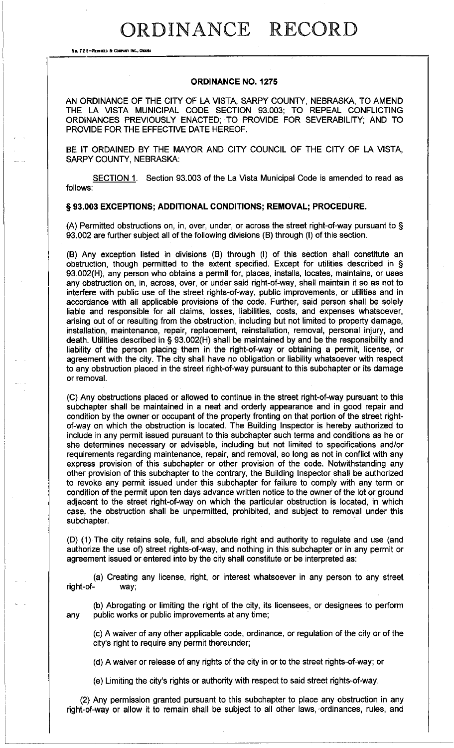# ORDINANCE RECORD

## ORDINANCE NO. 1275

AN ORDINANCE OF THE CITY OF LA VISTA, SARPY COUNTY, NEBRASKA, TO AMEND THE LA VISTA MUNICIPAL CODE SECTION 93.003; TO REPEAL CONFLICTING ORDINANCES PREVIOUSLY ENACTED; TO PROVIDE FOR SEVERABILITY; AND TO PROVIDE FOR THE EFFECTIVE DATE HEREOF.

BE IT ORDAINED BY THE MAYOR AND CITY COUNCIL OF THE CITY OF LA VISTA, SARPY COUNTY, NEBRASKA:

SECTION 1. Section 93.003 of the La Vista Municipal Code is amended to read as follows:

**§ 93.003 EXCEPTIONS; ADDITIONAL CONDITIONS; REMOVAL; PROCEDURE.**

(A) Permitted obstructions on, in, over, under, or across the street right-of-way pursuant to § 93.002 are further subject all of the following divisions (B) through (I) of this section.

(B) Any exception listed in divisions (B) through (I) of this section shall constitute an obstruction, though permitted to the extent specified. Except for utilities described in § 93.002(H), any person who obtains a permit for, places, installs, locates, maintains, or uses any obstruction on, in, across, over, or under said right-of-way, shall maintain it so as not to interfere with public use of the street rights-of-way, public improvements, or utilities and in accordance with all applicable provisions of the code. Further, said person shall be solely liable and responsible for all claims, losses, liabilities, costs, and expenses whatsoever, arising out of or resulting from the obstruction, including but not limited to property damage, installation, maintenance, repair, replacement, reinstallation, removal, personal injury, and death. Utilities described in § 93.002(H) shall be maintained by and be the responsibility and liability of the person placing them in the right-of-way or obtaining a permit, license, or agreement with the city. The city shall have no obligation or liability whatsoever with respect to any obstruction placed in the street right-of-way pursuant to this subchapter or its damage or removal.

(C) Any obstructions placed or allowed to continue in the street right-of-way pursuant to this subchapter shall be maintained in a neat and orderly appearance and in good repair and condition by the owner or occupant of the property fronting on that portion of the street right-of-way on which the obstruction is located. The Building Inspector is hereby authorized to include in any permit issued pursuant to this subchapter such terms and conditions as he or she determines necessary or advisable, including but not limited to specifications and/or requirements regarding maintenance, repair, and removal, so long as not in conflict with any express provision of this subchapter or other provision of the code. Notwithstanding any other provision of this subchapter to the contrary, the Building Inspector shall be authorized to revoke any permit issued under this subchapter for failure to comply with any term or condition of the permit upon ten days advance written notice to the owner of the lot or ground adjacent to the street right-of-way on which the particular obstruction is located, in which case, the obstruction shall be unpermitted, prohibited, and subject to removal under this subchapter.

(D) (1) The city retains sole, full, and absolute right and authority to regulate and use (and authorize the use of) street rights-of-way, and nothing in this subchapter or in any permit or agreement issued or entered into by the city shall constitute or be interpreted as:

(a) Creating any license, right, or interest whatsoever in any person to any street right-of-way;

(b) Abrogating or limiting the right of the city, its licensees, or designees to perform any public works or public improvements at any time;

(c) A waiver of any other applicable code, ordinance, or regulation of the city or of the city's right to require any permit thereunder;

(d) A waiver or release of any rights of the city in or to the street rights-of-way; or

(e) Limiting the city's rights or authority with respect to said street rights-of-way.

(2) Any permission granted pursuant to this subchapter to place any obstruction in any right-of-way or allow it to remain shall be subject to all other laws, ordinances, rules, and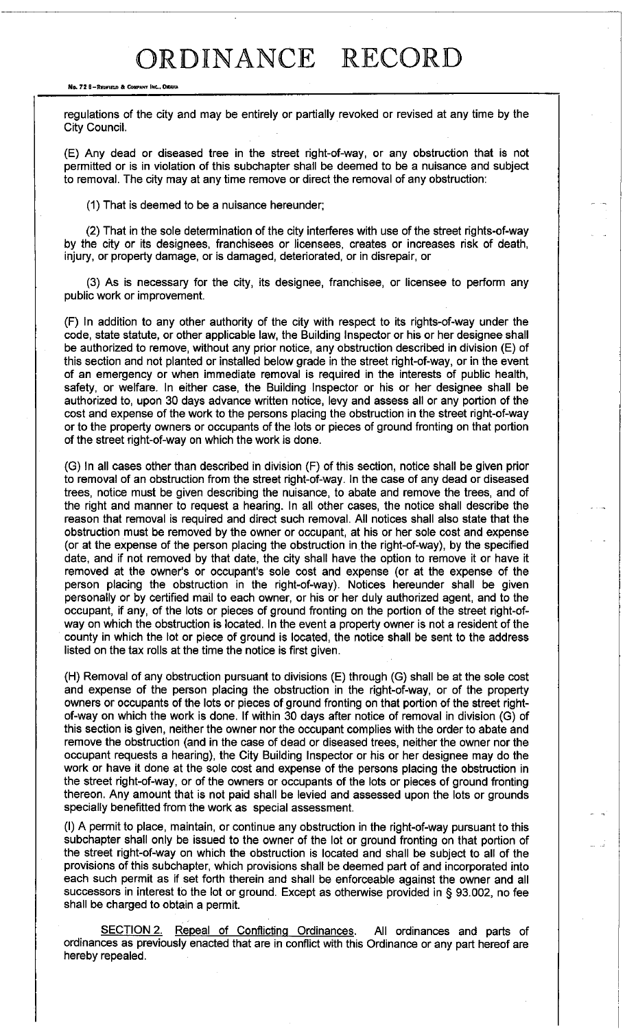regulations of the city and may be entirely or partially revoked or revised at any time by the City Council.

(E) Any dead or diseased tree in the street right-of-way, or any obstruction that is not permitted or is in violation of this subchapter shall be deemed to be a nuisance and subject to removal. The city may at any time remove or direct the removal of any obstruction:

(1) That is deemed to be a nuisance hereunder;

(2) That in the sole determination of the city interferes with use of the street rights-of-way by the city or its designees, franchisees or licensees, creates or increases risk of death, injury, or property damage, or is damaged, deteriorated, or in disrepair, or

(3) As is necessary for the city, its designee, franchisee, or licensee to perform any public work or improvement.

(F) In addition to any other authority of the city with respect to its rights-of-way under the code, state statute, or other applicable law, the Building Inspector or his or her designee shall be authorized to remove, without any prior notice, any obstruction described in division (E) of this section and not planted or installed below grade in the street right-of-way, or in the event of an emergency or when immediate removal is required in the interests of public health, safety, or welfare. In either case, the Building Inspector or his or her designee shall be authorized to, upon 30 days advance written notice, levy and assess all or any portion of the cost and expense of the work to the persons placing the obstruction in the street right-of-way or to the property owners or occupants of the lots or pieces of ground fronting on that portion of the street right-of-way on which the work is done.

(G) In all cases other than described in division (F) of this section, notice shall be given prior to removal of an obstruction from the street right-of-way. In the case of any dead or diseased trees, notice must be given describing the nuisance, to abate and remove the trees, and of the right and manner to request a hearing. In all other cases, the notice shall describe the reason that removal is required and direct such removal. All notices shall also state that the obstruction must be removed by the owner or occupant, at his or her sole cost and expense (or at the expense of the person placing the obstruction in the right-of-way), by the specified date, and if not removed by that date, the city shall have the option to remove it or have it removed at the owner's or occupant's sole cost and expense (or at the expense of the person placing the obstruction in the right-of-way). Notices hereunder shall be given personally or by certified mail to each owner, or his or her duly authorized agent, and to the occupant, if any, of the lots or pieces of ground fronting on the portion of the street right-of-way on which the obstruction is located. In the event a property owner is not a resident of the county in which the lot or piece of ground is located, the notice shall be sent to the address listed on the tax rolls at the time the notice is first given.

(H) Removal of any obstruction pursuant to divisions (E) through (G) shall be at the sole cost and expense of the person placing the obstruction in the right-of-way, or of the property owners or occupants of the lots or pieces of ground fronting on that portion of the street right-of-way on which the work is done. If within 30 days after notice of removal in division (G) of this section is given, neither the owner nor the occupant complies with the order to abate and remove the obstruction (and in the case of dead or diseased trees, neither the owner nor the occupant requests a hearing), the City Building Inspector or his or her designee may do the work or have it done at the sole cost and expense of the persons placing the obstruction in the street right-of-way, or of the owners or occupants of the lots or pieces of ground fronting thereon. Any amount that is not paid shall be levied and assessed upon the lots or grounds specially benefitted from the work as special assessment.

(I) A permit to place, maintain, or continue any obstruction in the right-of-way pursuant to this subchapter shall only be issued to the owner of the lot or ground fronting on that portion of the street right-of-way on which the obstruction is located and shall be subject to all of the provisions of this subchapter, which provisions shall be deemed part of and incorporated into each such permit as if set forth therein and shall be enforceable against the owner and all successors in interest to the lot or ground. Except as otherwise provided in § 93.002, no fee shall be charged to obtain a permit.

SECTION 2. Repeal of Conflicting Ordinances. All ordinances and parts of ordinances as previously enacted that are in conflict with this Ordinance or any part hereof are hereby repealed.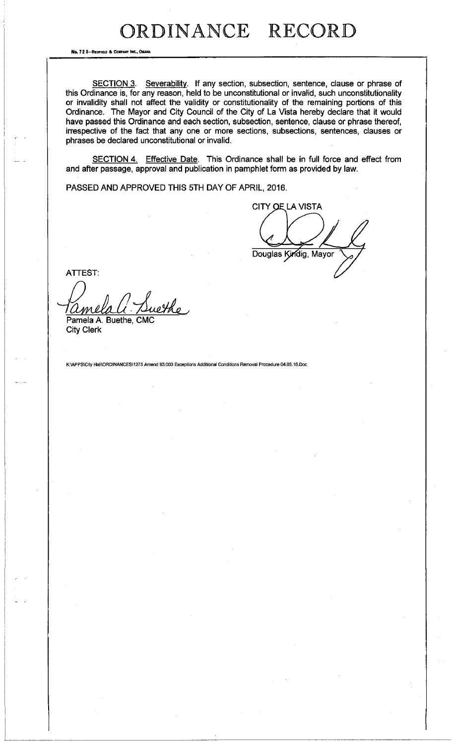# ORDINANCE RECORD

No. 72 8—Redfield & Company Inc., Omaha

SECTION 3. Severability. If any section, subsection, sentence, clause or phrase of this Ordinance is, for any reason, held to be unconstitutional or invalid, such unconstitutionality or invalidity shall not affect the validity or constitutionality of the remaining portions of this Ordinance. The Mayor and City Council of the City of La Vista hereby declare that it would have passed this Ordinance and each section, subsection, sentence, clause or phrase thereof, irrespective of the fact that any one or more sections, subsections, sentences, clauses or phrases be declared unconstitutional or invalid.

SECTION 4. Effective Date. This Ordinance shall be in full force and effect from and after passage, approval and publication in pamphlet form as provided by law.

PASSED AND APPROVED THIS 5TH DAY OF APRIL, 2016.

CITY OF LA VISTA

Douglas Kindig, Mayor

ATTEST:

Pamela A. Buethe, CMC
City Clerk

K:\APPS\City Hall\ORDINANCES\1275 Amend 93.003 Exceptions Additional Conditions Removal Procedure 04.05.16.Doc